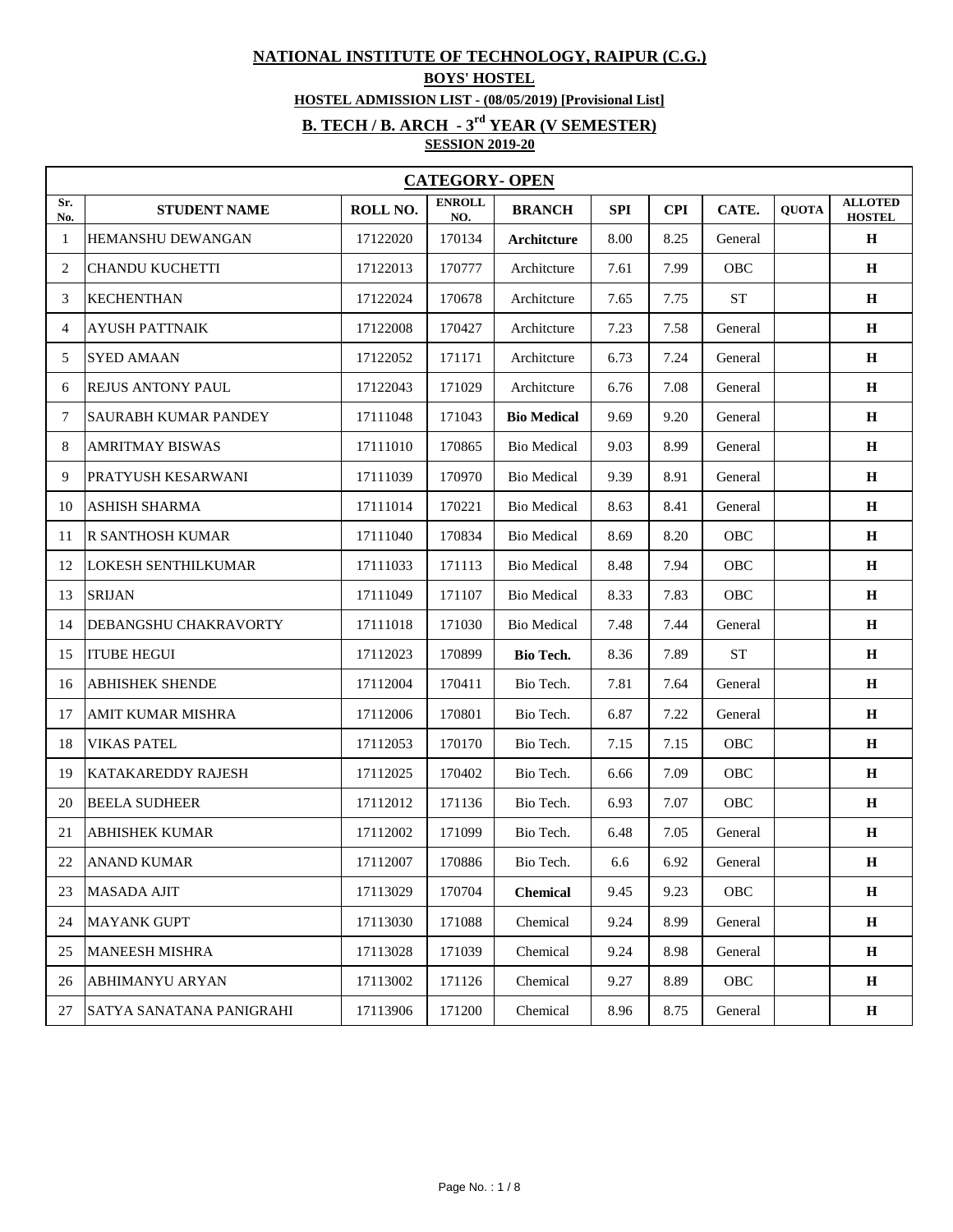# NATIONAL INSTITUTE OF TECHNOLOGY, RAIPUR (C.G.)

## BOYS' HOSTEL

### HOSTEL ADMISSION LIST - (08/05/2019) [Provisional List]

### B. TECH / B. ARCH - 3rd YEAR (V SEMESTER)

### SESSION 2019-20

| CATEGORY- OPEN | | | | | | | | | |
|---|---|---|---|---|---|---|---|---|---|
| **Sr. No.** | **STUDENT NAME** | **ROLL NO.** | **ENROLL NO.** | **BRANCH** | **SPI** | **CPI** | **CATE.** | **QUOTA** | **ALLOTED HOSTEL** |
| 1 | HEMANSHU DEWANGAN | 17122020 | 170134 | **Architcture** | 8.00 | 8.25 | General | | **H** |
| 2 | CHANDU KUCHETTI | 17122013 | 170777 | Architcture | 7.61 | 7.99 | OBC | | **H** |
| 3 | KECHENTHAN | 17122024 | 170678 | Architcture | 7.65 | 7.75 | ST | | **H** |
| 4 | AYUSH PATTNAIK | 17122008 | 170427 | Architcture | 7.23 | 7.58 | General | | **H** |
| 5 | SYED AMAAN | 17122052 | 171171 | Architcture | 6.73 | 7.24 | General | | **H** |
| 6 | REJUS ANTONY PAUL | 17122043 | 171029 | Architcture | 6.76 | 7.08 | General | | **H** |
| 7 | SAURABH KUMAR PANDEY | 17111048 | 171043 | **Bio Medical** | 9.69 | 9.20 | General | | **H** |
| 8 | AMRITMAY BISWAS | 17111010 | 170865 | Bio Medical | 9.03 | 8.99 | General | | **H** |
| 9 | PRATYUSH KESARWANI | 17111039 | 170970 | Bio Medical | 9.39 | 8.91 | General | | **H** |
| 10 | ASHISH SHARMA | 17111014 | 170221 | Bio Medical | 8.63 | 8.41 | General | | **H** |
| 11 | R SANTHOSH KUMAR | 17111040 | 170834 | Bio Medical | 8.69 | 8.20 | OBC | | **H** |
| 12 | LOKESH SENTHILKUMAR | 17111033 | 171113 | Bio Medical | 8.48 | 7.94 | OBC | | **H** |
| 13 | SRIJAN | 17111049 | 171107 | Bio Medical | 8.33 | 7.83 | OBC | | **H** |
| 14 | DEBANGSHU CHAKRAVORTY | 17111018 | 171030 | Bio Medical | 7.48 | 7.44 | General | | **H** |
| 15 | ITUBE HEGUI | 17112023 | 170899 | **Bio Tech.** | 8.36 | 7.89 | ST | | **H** |
| 16 | ABHISHEK SHENDE | 17112004 | 170411 | Bio Tech. | 7.81 | 7.64 | General | | **H** |
| 17 | AMIT KUMAR MISHRA | 17112006 | 170801 | Bio Tech. | 6.87 | 7.22 | General | | **H** |
| 18 | VIKAS PATEL | 17112053 | 170170 | Bio Tech. | 7.15 | 7.15 | OBC | | **H** |
| 19 | KATAKAREDDY RAJESH | 17112025 | 170402 | Bio Tech. | 6.66 | 7.09 | OBC | | **H** |
| 20 | BEELA SUDHEER | 17112012 | 171136 | Bio Tech. | 6.93 | 7.07 | OBC | | **H** |
| 21 | ABHISHEK KUMAR | 17112002 | 171099 | Bio Tech. | 6.48 | 7.05 | General | | **H** |
| 22 | ANAND KUMAR | 17112007 | 170886 | Bio Tech. | 6.6 | 6.92 | General | | **H** |
| 23 | MASADA AJIT | 17113029 | 170704 | **Chemical** | 9.45 | 9.23 | OBC | | **H** |
| 24 | MAYANK GUPT | 17113030 | 171088 | Chemical | 9.24 | 8.99 | General | | **H** |
| 25 | MANEESH MISHRA | 17113028 | 171039 | Chemical | 9.24 | 8.98 | General | | **H** |
| 26 | ABHIMANYU ARYAN | 17113002 | 171126 | Chemical | 9.27 | 8.89 | OBC | | **H** |
| 27 | SATYA SANATANA PANIGRAHI | 17113906 | 171200 | Chemical | 8.96 | 8.75 | General | | **H** |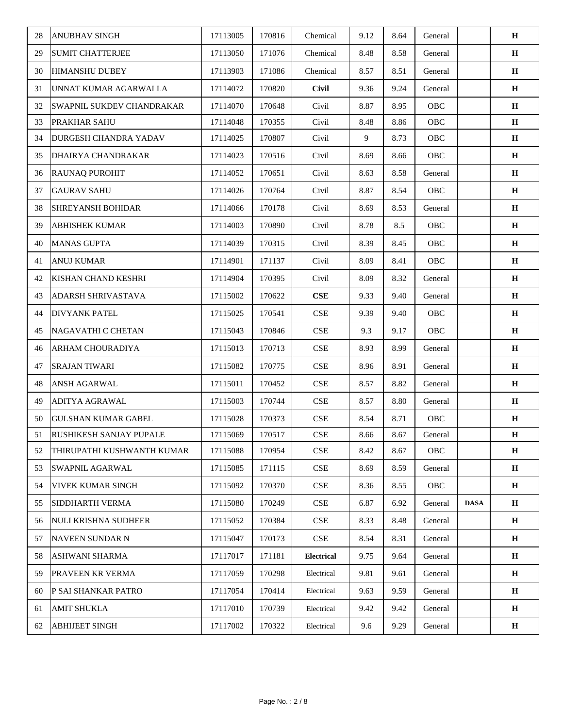| | | | | | | | | | |
|---|---|---|---|---|---|---|---|---|---|
| 28 | ANUBHAV SINGH | 17113005 | 170816 | Chemical | 9.12 | 8.64 | General | | H |
| 29 | SUMIT CHATTERJEE | 17113050 | 171076 | Chemical | 8.48 | 8.58 | General | | H |
| 30 | HIMANSHU DUBEY | 17113903 | 171086 | Chemical | 8.57 | 8.51 | General | | H |
| 31 | UNNAT KUMAR AGARWALLA | 17114072 | 170820 | **Civil** | 9.36 | 9.24 | General | | H |
| 32 | SWAPNIL SUKDEV CHANDRAKAR | 17114070 | 170648 | Civil | 8.87 | 8.95 | OBC | | H |
| 33 | PRAKHAR SAHU | 17114048 | 170355 | Civil | 8.48 | 8.86 | OBC | | H |
| 34 | DURGESH CHANDRA YADAV | 17114025 | 170807 | Civil | 9 | 8.73 | OBC | | H |
| 35 | DHAIRYA CHANDRAKAR | 17114023 | 170516 | Civil | 8.69 | 8.66 | OBC | | H |
| 36 | RAUNAQ PUROHIT | 17114052 | 170651 | Civil | 8.63 | 8.58 | General | | H |
| 37 | GAURAV SAHU | 17114026 | 170764 | Civil | 8.87 | 8.54 | OBC | | H |
| 38 | SHREYANSH BOHIDAR | 17114066 | 170178 | Civil | 8.69 | 8.53 | General | | H |
| 39 | ABHISHEK KUMAR | 17114003 | 170890 | Civil | 8.78 | 8.5 | OBC | | H |
| 40 | MANAS GUPTA | 17114039 | 170315 | Civil | 8.39 | 8.45 | OBC | | H |
| 41 | ANUJ KUMAR | 17114901 | 171137 | Civil | 8.09 | 8.41 | OBC | | H |
| 42 | KISHAN CHAND KESHRI | 17114904 | 170395 | Civil | 8.09 | 8.32 | General | | H |
| 43 | ADARSH SHRIVASTAVA | 17115002 | 170622 | **CSE** | 9.33 | 9.40 | General | | H |
| 44 | DIVYANK PATEL | 17115025 | 170541 | CSE | 9.39 | 9.40 | OBC | | H |
| 45 | NAGAVATHI C CHETAN | 17115043 | 170846 | CSE | 9.3 | 9.17 | OBC | | H |
| 46 | ARHAM CHOURADIYA | 17115013 | 170713 | CSE | 8.93 | 8.99 | General | | H |
| 47 | SRAJAN TIWARI | 17115082 | 170775 | CSE | 8.96 | 8.91 | General | | H |
| 48 | ANSH AGARWAL | 17115011 | 170452 | CSE | 8.57 | 8.82 | General | | H |
| 49 | ADITYA AGRAWAL | 17115003 | 170744 | CSE | 8.57 | 8.80 | General | | H |
| 50 | GULSHAN KUMAR GABEL | 17115028 | 170373 | CSE | 8.54 | 8.71 | OBC | | H |
| 51 | RUSHIKESH SANJAY PUPALE | 17115069 | 170517 | CSE | 8.66 | 8.67 | General | | H |
| 52 | THIRUPATHI KUSHWANTH KUMAR | 17115088 | 170954 | CSE | 8.42 | 8.67 | OBC | | H |
| 53 | SWAPNIL AGARWAL | 17115085 | 171115 | CSE | 8.69 | 8.59 | General | | H |
| 54 | VIVEK KUMAR SINGH | 17115092 | 170370 | CSE | 8.36 | 8.55 | OBC | | H |
| 55 | SIDDHARTH VERMA | 17115080 | 170249 | CSE | 6.87 | 6.92 | General | **DASA** | H |
| 56 | NULI KRISHNA SUDHEER | 17115052 | 170384 | CSE | 8.33 | 8.48 | General | | H |
| 57 | NAVEEN SUNDAR N | 17115047 | 170173 | CSE | 8.54 | 8.31 | General | | H |
| 58 | ASHWANI SHARMA | 17117017 | 171181 | **Electrical** | 9.75 | 9.64 | General | | H |
| 59 | PRAVEEN KR VERMA | 17117059 | 170298 | Electrical | 9.81 | 9.61 | General | | H |
| 60 | P SAI SHANKAR PATRO | 17117054 | 170414 | Electrical | 9.63 | 9.59 | General | | H |
| 61 | AMIT SHUKLA | 17117010 | 170739 | Electrical | 9.42 | 9.42 | General | | H |
| 62 | ABHIJEET SINGH | 17117002 | 170322 | Electrical | 9.6 | 9.29 | General | | H |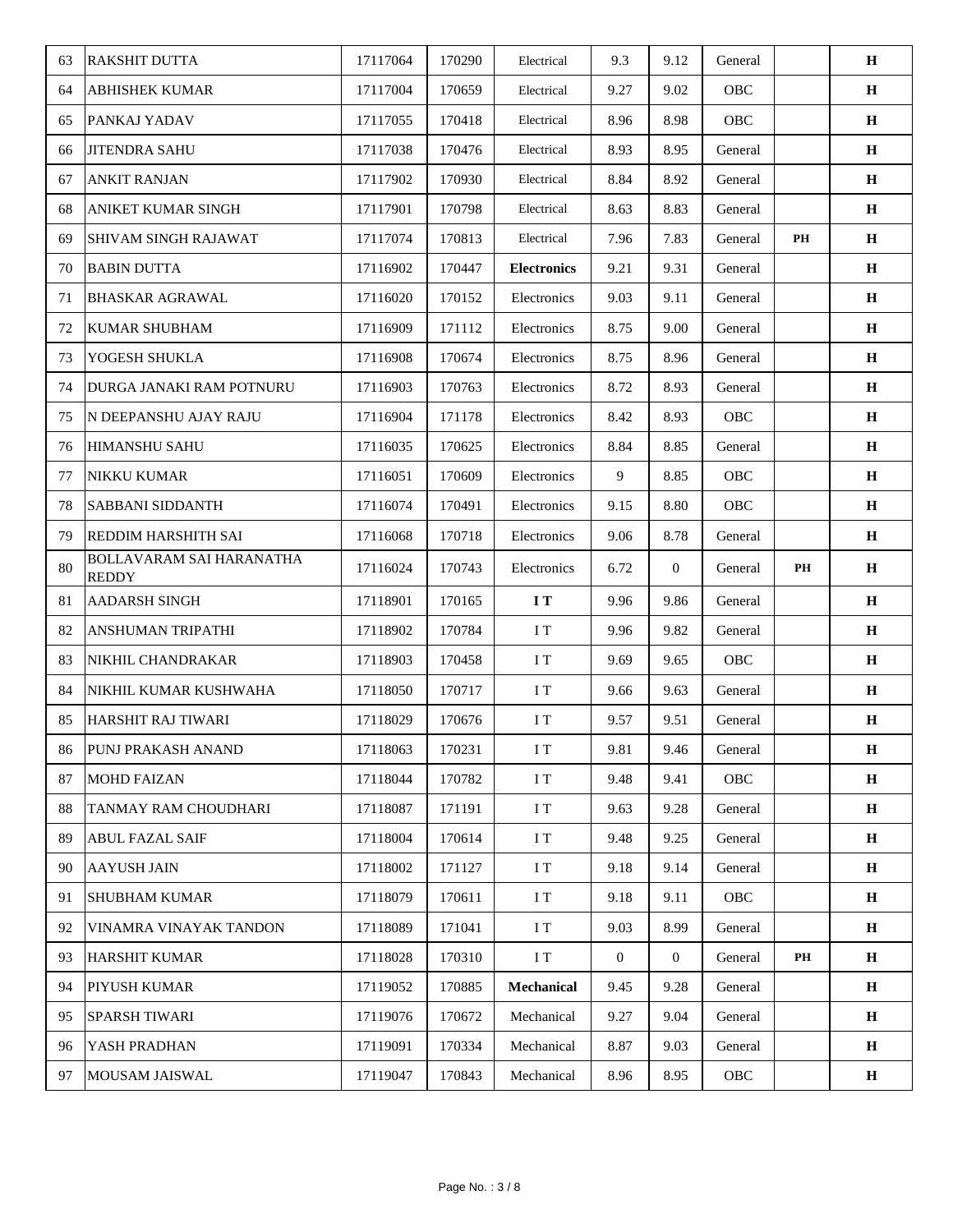| 63 | RAKSHIT DUTTA | 17117064 | 170290 | Electrical | 9.3 | 9.12 | General | | H |
|---|---|---|---|---|---|---|---|---|---|
| 64 | ABHISHEK KUMAR | 17117004 | 170659 | Electrical | 9.27 | 9.02 | OBC | | H |
| 65 | PANKAJ YADAV | 17117055 | 170418 | Electrical | 8.96 | 8.98 | OBC | | H |
| 66 | JITENDRA SAHU | 17117038 | 170476 | Electrical | 8.93 | 8.95 | General | | H |
| 67 | ANKIT RANJAN | 17117902 | 170930 | Electrical | 8.84 | 8.92 | General | | H |
| 68 | ANIKET KUMAR SINGH | 17117901 | 170798 | Electrical | 8.63 | 8.83 | General | | H |
| 69 | SHIVAM SINGH RAJAWAT | 17117074 | 170813 | Electrical | 7.96 | 7.83 | General | PH | H |
| 70 | BABIN DUTTA | 17116902 | 170447 | **Electronics** | 9.21 | 9.31 | General | | H |
| 71 | BHASKAR AGRAWAL | 17116020 | 170152 | Electronics | 9.03 | 9.11 | General | | H |
| 72 | KUMAR SHUBHAM | 17116909 | 171112 | Electronics | 8.75 | 9.00 | General | | H |
| 73 | YOGESH SHUKLA | 17116908 | 170674 | Electronics | 8.75 | 8.96 | General | | H |
| 74 | DURGA JANAKI RAM POTNURU | 17116903 | 170763 | Electronics | 8.72 | 8.93 | General | | H |
| 75 | N DEEPANSHU AJAY RAJU | 17116904 | 171178 | Electronics | 8.42 | 8.93 | OBC | | H |
| 76 | HIMANSHU SAHU | 17116035 | 170625 | Electronics | 8.84 | 8.85 | General | | H |
| 77 | NIKKU KUMAR | 17116051 | 170609 | Electronics | 9 | 8.85 | OBC | | H |
| 78 | SABBANI SIDDANTH | 17116074 | 170491 | Electronics | 9.15 | 8.80 | OBC | | H |
| 79 | REDDIM HARSHITH SAI | 17116068 | 170718 | Electronics | 9.06 | 8.78 | General | | H |
| 80 | BOLLAVARAM SAI HARANATHA REDDY | 17116024 | 170743 | Electronics | 6.72 | 0 | General | PH | H |
| 81 | AADARSH SINGH | 17118901 | 170165 | **I T** | 9.96 | 9.86 | General | | H |
| 82 | ANSHUMAN TRIPATHI | 17118902 | 170784 | I T | 9.96 | 9.82 | General | | H |
| 83 | NIKHIL CHANDRAKAR | 17118903 | 170458 | I T | 9.69 | 9.65 | OBC | | H |
| 84 | NIKHIL KUMAR KUSHWAHA | 17118050 | 170717 | I T | 9.66 | 9.63 | General | | H |
| 85 | HARSHIT RAJ TIWARI | 17118029 | 170676 | I T | 9.57 | 9.51 | General | | H |
| 86 | PUNJ PRAKASH ANAND | 17118063 | 170231 | I T | 9.81 | 9.46 | General | | H |
| 87 | MOHD FAIZAN | 17118044 | 170782 | I T | 9.48 | 9.41 | OBC | | H |
| 88 | TANMAY RAM CHOUDHARI | 17118087 | 171191 | I T | 9.63 | 9.28 | General | | H |
| 89 | ABUL FAZAL SAIF | 17118004 | 170614 | I T | 9.48 | 9.25 | General | | H |
| 90 | AAYUSH JAIN | 17118002 | 171127 | I T | 9.18 | 9.14 | General | | H |
| 91 | SHUBHAM KUMAR | 17118079 | 170611 | I T | 9.18 | 9.11 | OBC | | H |
| 92 | VINAMRA VINAYAK TANDON | 17118089 | 171041 | I T | 9.03 | 8.99 | General | | H |
| 93 | HARSHIT KUMAR | 17118028 | 170310 | I T | 0 | 0 | General | PH | H |
| 94 | PIYUSH KUMAR | 17119052 | 170885 | **Mechanical** | 9.45 | 9.28 | General | | H |
| 95 | SPARSH TIWARI | 17119076 | 170672 | Mechanical | 9.27 | 9.04 | General | | H |
| 96 | YASH PRADHAN | 17119091 | 170334 | Mechanical | 8.87 | 9.03 | General | | H |
| 97 | MOUSAM JAISWAL | 17119047 | 170843 | Mechanical | 8.96 | 8.95 | OBC | | H |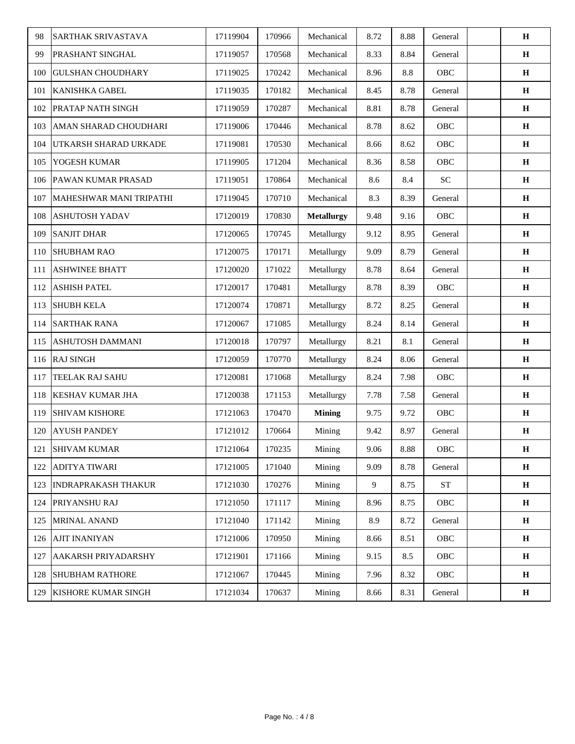| | | | | | | | | | |
|---|---|---|---|---|---|---|---|---|---|
| 98 | SARTHAK SRIVASTAVA | 17119904 | 170966 | Mechanical | 8.72 | 8.88 | General | | **H** |
| 99 | PRASHANT SINGHAL | 17119057 | 170568 | Mechanical | 8.33 | 8.84 | General | | **H** |
| 100 | GULSHAN CHOUDHARY | 17119025 | 170242 | Mechanical | 8.96 | 8.8 | OBC | | **H** |
| 101 | KANISHKA GABEL | 17119035 | 170182 | Mechanical | 8.45 | 8.78 | General | | **H** |
| 102 | PRATAP NATH SINGH | 17119059 | 170287 | Mechanical | 8.81 | 8.78 | General | | **H** |
| 103 | AMAN SHARAD CHOUDHARI | 17119006 | 170446 | Mechanical | 8.78 | 8.62 | OBC | | **H** |
| 104 | UTKARSH SHARAD URKADE | 17119081 | 170530 | Mechanical | 8.66 | 8.62 | OBC | | **H** |
| 105 | YOGESH KUMAR | 17119905 | 171204 | Mechanical | 8.36 | 8.58 | OBC | | **H** |
| 106 | PAWAN KUMAR PRASAD | 17119051 | 170864 | Mechanical | 8.6 | 8.4 | SC | | **H** |
| 107 | MAHESHWAR MANI TRIPATHI | 17119045 | 170710 | Mechanical | 8.3 | 8.39 | General | | **H** |
| 108 | ASHUTOSH YADAV | 17120019 | 170830 | **Metallurgy** | 9.48 | 9.16 | OBC | | **H** |
| 109 | SANJIT DHAR | 17120065 | 170745 | Metallurgy | 9.12 | 8.95 | General | | **H** |
| 110 | SHUBHAM RAO | 17120075 | 170171 | Metallurgy | 9.09 | 8.79 | General | | **H** |
| 111 | ASHWINEE BHATT | 17120020 | 171022 | Metallurgy | 8.78 | 8.64 | General | | **H** |
| 112 | ASHISH PATEL | 17120017 | 170481 | Metallurgy | 8.78 | 8.39 | OBC | | **H** |
| 113 | SHUBH KELA | 17120074 | 170871 | Metallurgy | 8.72 | 8.25 | General | | **H** |
| 114 | SARTHAK RANA | 17120067 | 171085 | Metallurgy | 8.24 | 8.14 | General | | **H** |
| 115 | ASHUTOSH DAMMANI | 17120018 | 170797 | Metallurgy | 8.21 | 8.1 | General | | **H** |
| 116 | RAJ SINGH | 17120059 | 170770 | Metallurgy | 8.24 | 8.06 | General | | **H** |
| 117 | TEELAK RAJ SAHU | 17120081 | 171068 | Metallurgy | 8.24 | 7.98 | OBC | | **H** |
| 118 | KESHAV KUMAR JHA | 17120038 | 171153 | Metallurgy | 7.78 | 7.58 | General | | **H** |
| 119 | SHIVAM KISHORE | 17121063 | 170470 | **Mining** | 9.75 | 9.72 | OBC | | **H** |
| 120 | AYUSH PANDEY | 17121012 | 170664 | Mining | 9.42 | 8.97 | General | | **H** |
| 121 | SHIVAM KUMAR | 17121064 | 170235 | Mining | 9.06 | 8.88 | OBC | | **H** |
| 122 | ADITYA TIWARI | 17121005 | 171040 | Mining | 9.09 | 8.78 | General | | **H** |
| 123 | INDRAPRAKASH THAKUR | 17121030 | 170276 | Mining | 9 | 8.75 | ST | | **H** |
| 124 | PRIYANSHU RAJ | 17121050 | 171117 | Mining | 8.96 | 8.75 | OBC | | **H** |
| 125 | MRINAL ANAND | 17121040 | 171142 | Mining | 8.9 | 8.72 | General | | **H** |
| 126 | AJIT INANIYAN | 17121006 | 170950 | Mining | 8.66 | 8.51 | OBC | | **H** |
| 127 | AAKARSH PRIYADARSHY | 17121901 | 171166 | Mining | 9.15 | 8.5 | OBC | | **H** |
| 128 | SHUBHAM RATHORE | 17121067 | 170445 | Mining | 7.96 | 8.32 | OBC | | **H** |
| 129 | KISHORE KUMAR SINGH | 17121034 | 170637 | Mining | 8.66 | 8.31 | General | | **H** |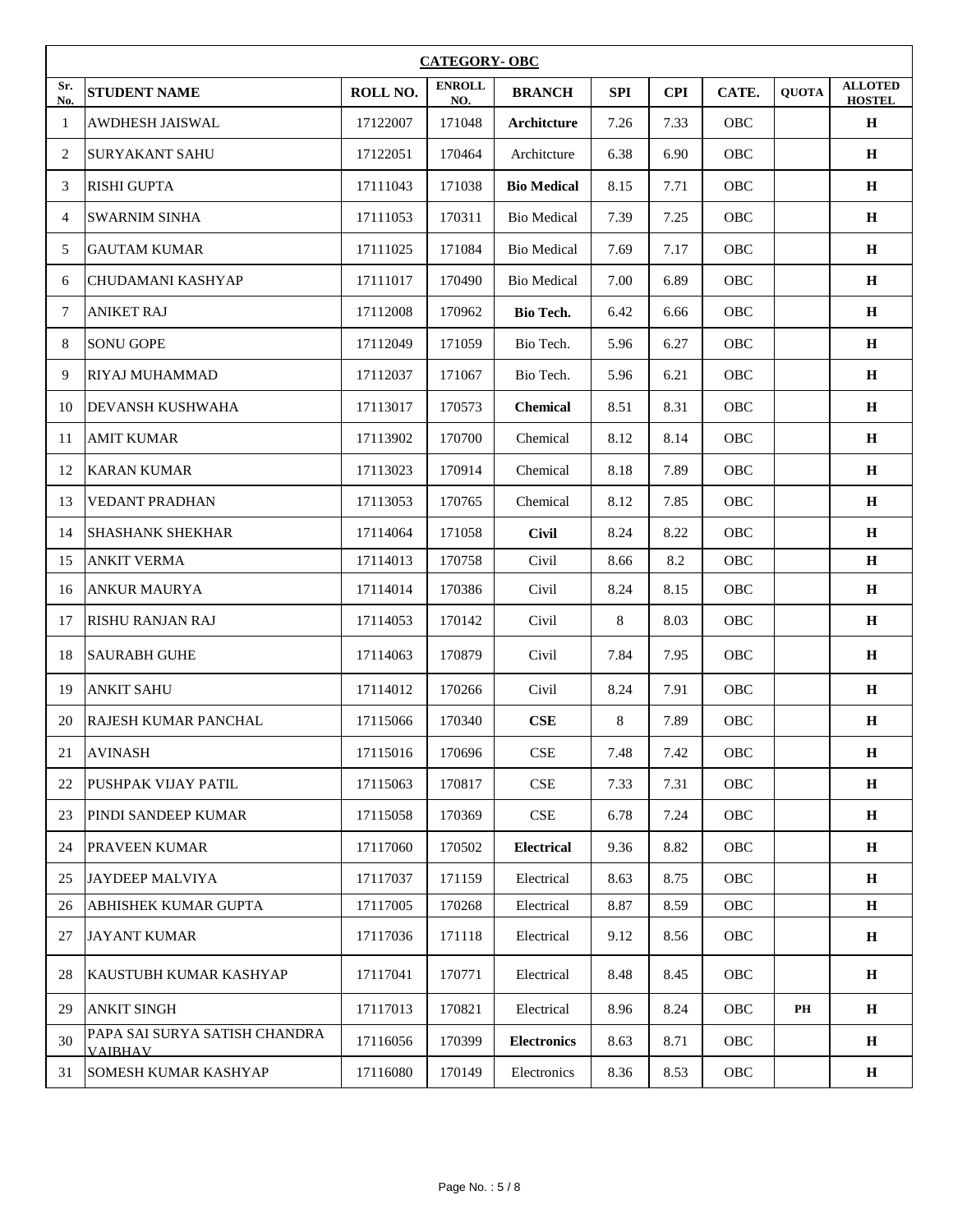**CATEGORY- OBC**

| Sr. No. | STUDENT NAME | ROLL NO. | ENROLL NO. | BRANCH | SPI | CPI | CATE. | QUOTA | ALLOTED HOSTEL |
|---|---|---|---|---|---|---|---|---|---|
| 1 | AWDHESH JAISWAL | 17122007 | 171048 | **Architcture** | 7.26 | 7.33 | OBC | | **H** |
| 2 | SURYAKANT SAHU | 17122051 | 170464 | Architcture | 6.38 | 6.90 | OBC | | **H** |
| 3 | RISHI GUPTA | 17111043 | 171038 | **Bio Medical** | 8.15 | 7.71 | OBC | | **H** |
| 4 | SWARNIM SINHA | 17111053 | 170311 | Bio Medical | 7.39 | 7.25 | OBC | | **H** |
| 5 | GAUTAM KUMAR | 17111025 | 171084 | Bio Medical | 7.69 | 7.17 | OBC | | **H** |
| 6 | CHUDAMANI KASHYAP | 17111017 | 170490 | Bio Medical | 7.00 | 6.89 | OBC | | **H** |
| 7 | ANIKET RAJ | 17112008 | 170962 | **Bio Tech.** | 6.42 | 6.66 | OBC | | **H** |
| 8 | SONU GOPE | 17112049 | 171059 | Bio Tech. | 5.96 | 6.27 | OBC | | **H** |
| 9 | RIYAJ MUHAMMAD | 17112037 | 171067 | Bio Tech. | 5.96 | 6.21 | OBC | | **H** |
| 10 | DEVANSH KUSHWAHA | 17113017 | 170573 | **Chemical** | 8.51 | 8.31 | OBC | | **H** |
| 11 | AMIT KUMAR | 17113902 | 170700 | Chemical | 8.12 | 8.14 | OBC | | **H** |
| 12 | KARAN KUMAR | 17113023 | 170914 | Chemical | 8.18 | 7.89 | OBC | | **H** |
| 13 | VEDANT PRADHAN | 17113053 | 170765 | Chemical | 8.12 | 7.85 | OBC | | **H** |
| 14 | SHASHANK SHEKHAR | 17114064 | 171058 | **Civil** | 8.24 | 8.22 | OBC | | **H** |
| 15 | ANKIT VERMA | 17114013 | 170758 | Civil | 8.66 | 8.2 | OBC | | **H** |
| 16 | ANKUR MAURYA | 17114014 | 170386 | Civil | 8.24 | 8.15 | OBC | | **H** |
| 17 | RISHU RANJAN RAJ | 17114053 | 170142 | Civil | 8 | 8.03 | OBC | | **H** |
| 18 | SAURABH GUHE | 17114063 | 170879 | Civil | 7.84 | 7.95 | OBC | | **H** |
| 19 | ANKIT SAHU | 17114012 | 170266 | Civil | 8.24 | 7.91 | OBC | | **H** |
| 20 | RAJESH KUMAR PANCHAL | 17115066 | 170340 | **CSE** | 8 | 7.89 | OBC | | **H** |
| 21 | AVINASH | 17115016 | 170696 | CSE | 7.48 | 7.42 | OBC | | **H** |
| 22 | PUSHPAK VIJAY PATIL | 17115063 | 170817 | CSE | 7.33 | 7.31 | OBC | | **H** |
| 23 | PINDI SANDEEP KUMAR | 17115058 | 170369 | CSE | 6.78 | 7.24 | OBC | | **H** |
| 24 | PRAVEEN KUMAR | 17117060 | 170502 | **Electrical** | 9.36 | 8.82 | OBC | | **H** |
| 25 | JAYDEEP MALVIYA | 17117037 | 171159 | Electrical | 8.63 | 8.75 | OBC | | **H** |
| 26 | ABHISHEK KUMAR GUPTA | 17117005 | 170268 | Electrical | 8.87 | 8.59 | OBC | | **H** |
| 27 | JAYANT KUMAR | 17117036 | 171118 | Electrical | 9.12 | 8.56 | OBC | | **H** |
| 28 | KAUSTUBH KUMAR KASHYAP | 17117041 | 170771 | Electrical | 8.48 | 8.45 | OBC | | **H** |
| 29 | ANKIT SINGH | 17117013 | 170821 | Electrical | 8.96 | 8.24 | OBC | **PH** | **H** |
| 30 | PAPA SAI SURYA SATISH CHANDRA VAIBHAV | 17116056 | 170399 | **Electronics** | 8.63 | 8.71 | OBC | | **H** |
| 31 | SOMESH KUMAR KASHYAP | 17116080 | 170149 | Electronics | 8.36 | 8.53 | OBC | | **H** |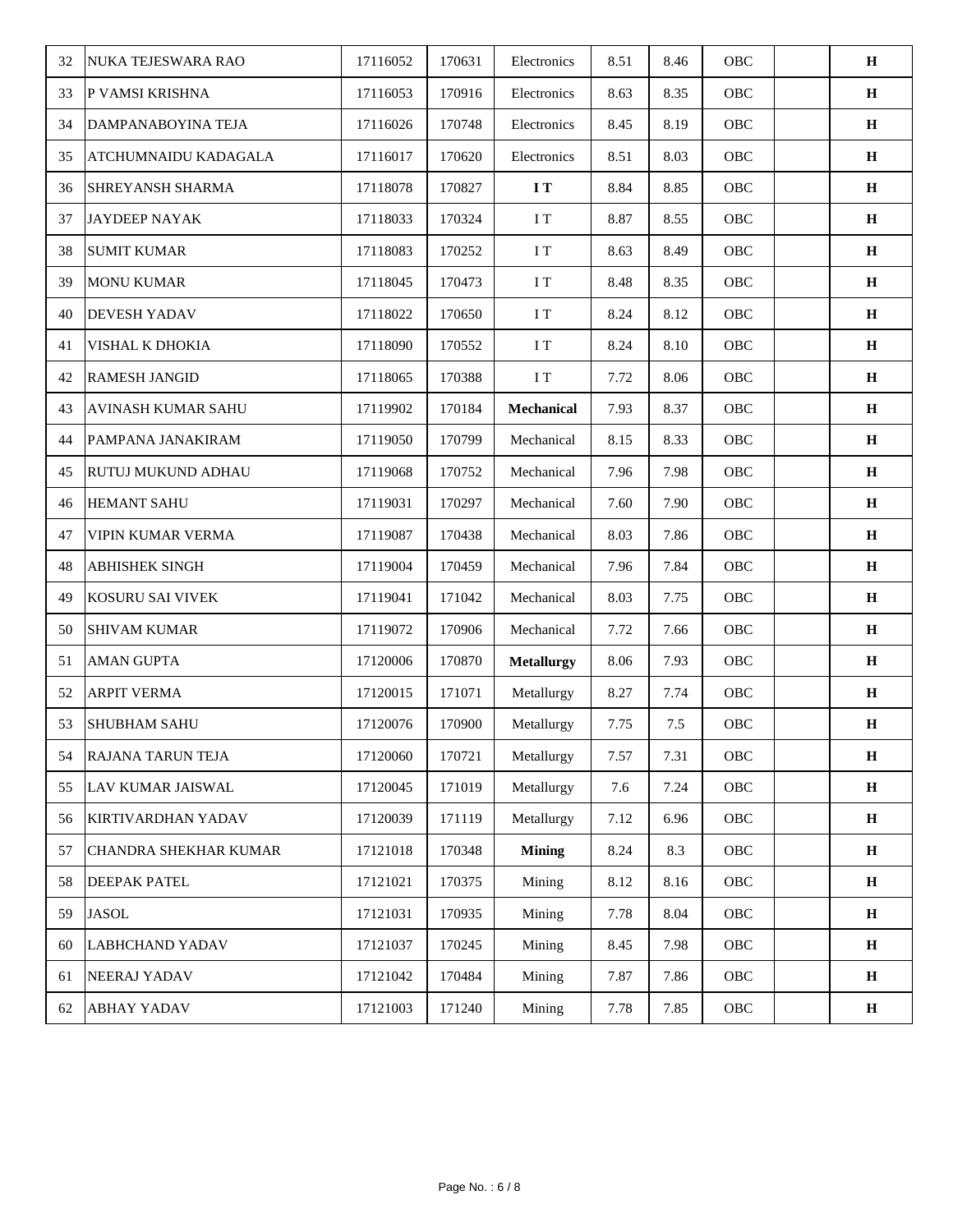| | | | | | | | | | |
|---|---|---|---|---|---|---|---|---|---|
| 32 | NUKA TEJESWARA RAO | 17116052 | 170631 | Electronics | 8.51 | 8.46 | OBC | | **H** |
| 33 | P VAMSI KRISHNA | 17116053 | 170916 | Electronics | 8.63 | 8.35 | OBC | | **H** |
| 34 | DAMPANABOYINA TEJA | 17116026 | 170748 | Electronics | 8.45 | 8.19 | OBC | | **H** |
| 35 | ATCHUMNAIDU KADAGALA | 17116017 | 170620 | Electronics | 8.51 | 8.03 | OBC | | **H** |
| 36 | SHREYANSH SHARMA | 17118078 | 170827 | **I T** | 8.84 | 8.85 | OBC | | **H** |
| 37 | JAYDEEP NAYAK | 17118033 | 170324 | I T | 8.87 | 8.55 | OBC | | **H** |
| 38 | SUMIT KUMAR | 17118083 | 170252 | I T | 8.63 | 8.49 | OBC | | **H** |
| 39 | MONU KUMAR | 17118045 | 170473 | I T | 8.48 | 8.35 | OBC | | **H** |
| 40 | DEVESH YADAV | 17118022 | 170650 | I T | 8.24 | 8.12 | OBC | | **H** |
| 41 | VISHAL K DHOKIA | 17118090 | 170552 | I T | 8.24 | 8.10 | OBC | | **H** |
| 42 | RAMESH JANGID | 17118065 | 170388 | I T | 7.72 | 8.06 | OBC | | **H** |
| 43 | AVINASH KUMAR SAHU | 17119902 | 170184 | **Mechanical** | 7.93 | 8.37 | OBC | | **H** |
| 44 | PAMPANA JANAKIRAM | 17119050 | 170799 | Mechanical | 8.15 | 8.33 | OBC | | **H** |
| 45 | RUTUJ MUKUND ADHAU | 17119068 | 170752 | Mechanical | 7.96 | 7.98 | OBC | | **H** |
| 46 | HEMANT SAHU | 17119031 | 170297 | Mechanical | 7.60 | 7.90 | OBC | | **H** |
| 47 | VIPIN KUMAR VERMA | 17119087 | 170438 | Mechanical | 8.03 | 7.86 | OBC | | **H** |
| 48 | ABHISHEK SINGH | 17119004 | 170459 | Mechanical | 7.96 | 7.84 | OBC | | **H** |
| 49 | KOSURU SAI VIVEK | 17119041 | 171042 | Mechanical | 8.03 | 7.75 | OBC | | **H** |
| 50 | SHIVAM KUMAR | 17119072 | 170906 | Mechanical | 7.72 | 7.66 | OBC | | **H** |
| 51 | AMAN GUPTA | 17120006 | 170870 | **Metallurgy** | 8.06 | 7.93 | OBC | | **H** |
| 52 | ARPIT VERMA | 17120015 | 171071 | Metallurgy | 8.27 | 7.74 | OBC | | **H** |
| 53 | SHUBHAM SAHU | 17120076 | 170900 | Metallurgy | 7.75 | 7.5 | OBC | | **H** |
| 54 | RAJANA TARUN TEJA | 17120060 | 170721 | Metallurgy | 7.57 | 7.31 | OBC | | **H** |
| 55 | LAV KUMAR JAISWAL | 17120045 | 171019 | Metallurgy | 7.6 | 7.24 | OBC | | **H** |
| 56 | KIRTIVARDHAN YADAV | 17120039 | 171119 | Metallurgy | 7.12 | 6.96 | OBC | | **H** |
| 57 | CHANDRA SHEKHAR KUMAR | 17121018 | 170348 | **Mining** | 8.24 | 8.3 | OBC | | **H** |
| 58 | DEEPAK PATEL | 17121021 | 170375 | Mining | 8.12 | 8.16 | OBC | | **H** |
| 59 | JASOL | 17121031 | 170935 | Mining | 7.78 | 8.04 | OBC | | **H** |
| 60 | LABHCHAND YADAV | 17121037 | 170245 | Mining | 8.45 | 7.98 | OBC | | **H** |
| 61 | NEERAJ YADAV | 17121042 | 170484 | Mining | 7.87 | 7.86 | OBC | | **H** |
| 62 | ABHAY YADAV | 17121003 | 171240 | Mining | 7.78 | 7.85 | OBC | | **H** |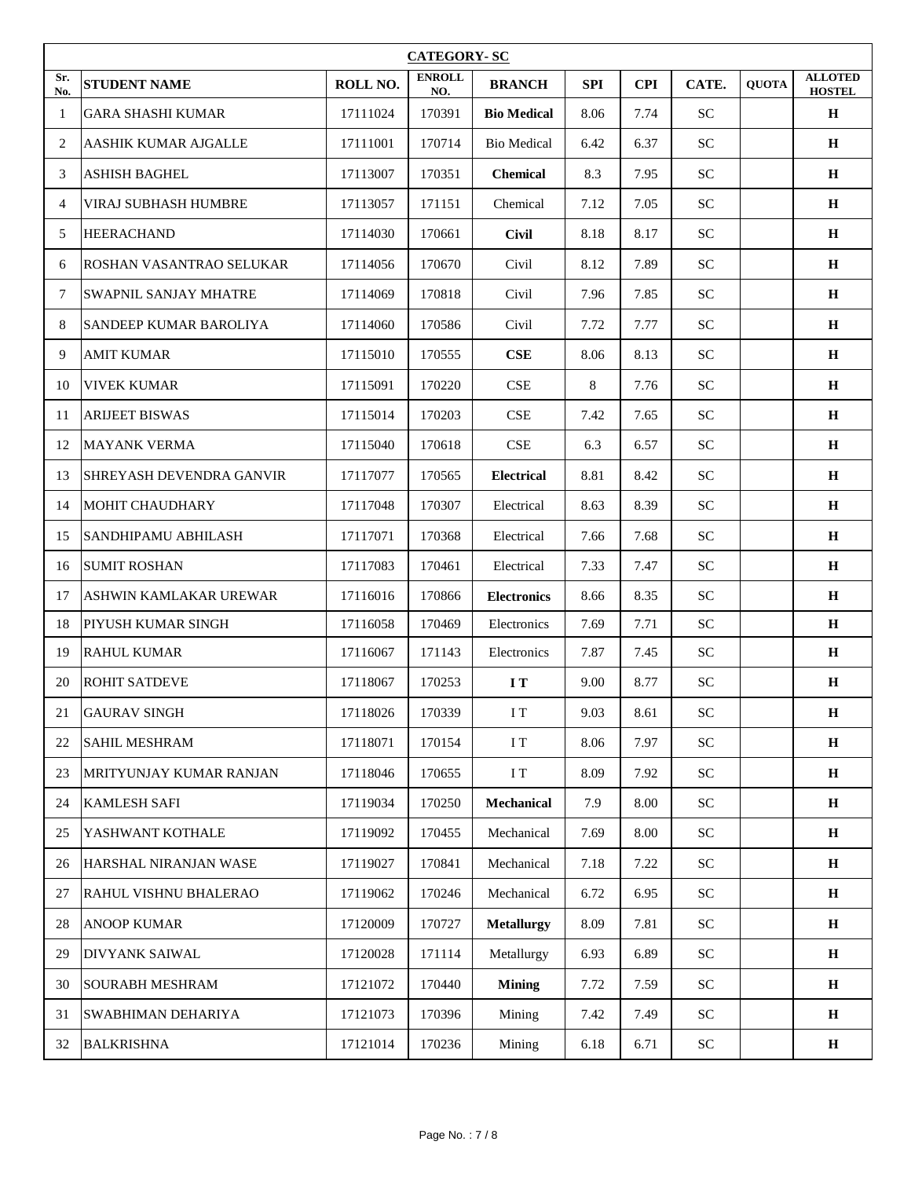| **CATEGORY- SC** | | | | | | | | | |
|---|---|---|---|---|---|---|---|---|---|
| **Sr. No.** | **STUDENT NAME** | **ROLL NO.** | **ENROLL NO.** | **BRANCH** | **SPI** | **CPI** | **CATE.** | **QUOTA** | **ALLOTED HOSTEL** |
| 1 | GARA SHASHI KUMAR | 17111024 | 170391 | **Bio Medical** | 8.06 | 7.74 | SC | | **H** |
| 2 | AASHIK KUMAR AJGALLE | 17111001 | 170714 | Bio Medical | 6.42 | 6.37 | SC | | **H** |
| 3 | ASHISH BAGHEL | 17113007 | 170351 | **Chemical** | 8.3 | 7.95 | SC | | **H** |
| 4 | VIRAJ SUBHASH HUMBRE | 17113057 | 171151 | Chemical | 7.12 | 7.05 | SC | | **H** |
| 5 | HEERACHAND | 17114030 | 170661 | **Civil** | 8.18 | 8.17 | SC | | **H** |
| 6 | ROSHAN VASANTRAO SELUKAR | 17114056 | 170670 | Civil | 8.12 | 7.89 | SC | | **H** |
| 7 | SWAPNIL SANJAY MHATRE | 17114069 | 170818 | Civil | 7.96 | 7.85 | SC | | **H** |
| 8 | SANDEEP KUMAR BAROLIYA | 17114060 | 170586 | Civil | 7.72 | 7.77 | SC | | **H** |
| 9 | AMIT KUMAR | 17115010 | 170555 | **CSE** | 8.06 | 8.13 | SC | | **H** |
| 10 | VIVEK KUMAR | 17115091 | 170220 | CSE | 8 | 7.76 | SC | | **H** |
| 11 | ARIJEET BISWAS | 17115014 | 170203 | CSE | 7.42 | 7.65 | SC | | **H** |
| 12 | MAYANK VERMA | 17115040 | 170618 | CSE | 6.3 | 6.57 | SC | | **H** |
| 13 | SHREYASH DEVENDRA GANVIR | 17117077 | 170565 | **Electrical** | 8.81 | 8.42 | SC | | **H** |
| 14 | MOHIT CHAUDHARY | 17117048 | 170307 | Electrical | 8.63 | 8.39 | SC | | **H** |
| 15 | SANDHIPAMU ABHILASH | 17117071 | 170368 | Electrical | 7.66 | 7.68 | SC | | **H** |
| 16 | SUMIT ROSHAN | 17117083 | 170461 | Electrical | 7.33 | 7.47 | SC | | **H** |
| 17 | ASHWIN KAMLAKAR UREWAR | 17116016 | 170866 | **Electronics** | 8.66 | 8.35 | SC | | **H** |
| 18 | PIYUSH KUMAR SINGH | 17116058 | 170469 | Electronics | 7.69 | 7.71 | SC | | **H** |
| 19 | RAHUL KUMAR | 17116067 | 171143 | Electronics | 7.87 | 7.45 | SC | | **H** |
| 20 | ROHIT SATDEVE | 17118067 | 170253 | **I T** | 9.00 | 8.77 | SC | | **H** |
| 21 | GAURAV SINGH | 17118026 | 170339 | I T | 9.03 | 8.61 | SC | | **H** |
| 22 | SAHIL MESHRAM | 17118071 | 170154 | I T | 8.06 | 7.97 | SC | | **H** |
| 23 | MRITYUNJAY KUMAR RANJAN | 17118046 | 170655 | I T | 8.09 | 7.92 | SC | | **H** |
| 24 | KAMLESH SAFI | 17119034 | 170250 | **Mechanical** | 7.9 | 8.00 | SC | | **H** |
| 25 | YASHWANT KOTHALE | 17119092 | 170455 | Mechanical | 7.69 | 8.00 | SC | | **H** |
| 26 | HARSHAL NIRANJAN WASE | 17119027 | 170841 | Mechanical | 7.18 | 7.22 | SC | | **H** |
| 27 | RAHUL VISHNU BHALERAO | 17119062 | 170246 | Mechanical | 6.72 | 6.95 | SC | | **H** |
| 28 | ANOOP KUMAR | 17120009 | 170727 | **Metallurgy** | 8.09 | 7.81 | SC | | **H** |
| 29 | DIVYANK SAIWAL | 17120028 | 171114 | Metallurgy | 6.93 | 6.89 | SC | | **H** |
| 30 | SOURABH MESHRAM | 17121072 | 170440 | **Mining** | 7.72 | 7.59 | SC | | **H** |
| 31 | SWABHIMAN DEHARIYA | 17121073 | 170396 | Mining | 7.42 | 7.49 | SC | | **H** |
| 32 | BALKRISHNA | 17121014 | 170236 | Mining | 6.18 | 6.71 | SC | | **H** |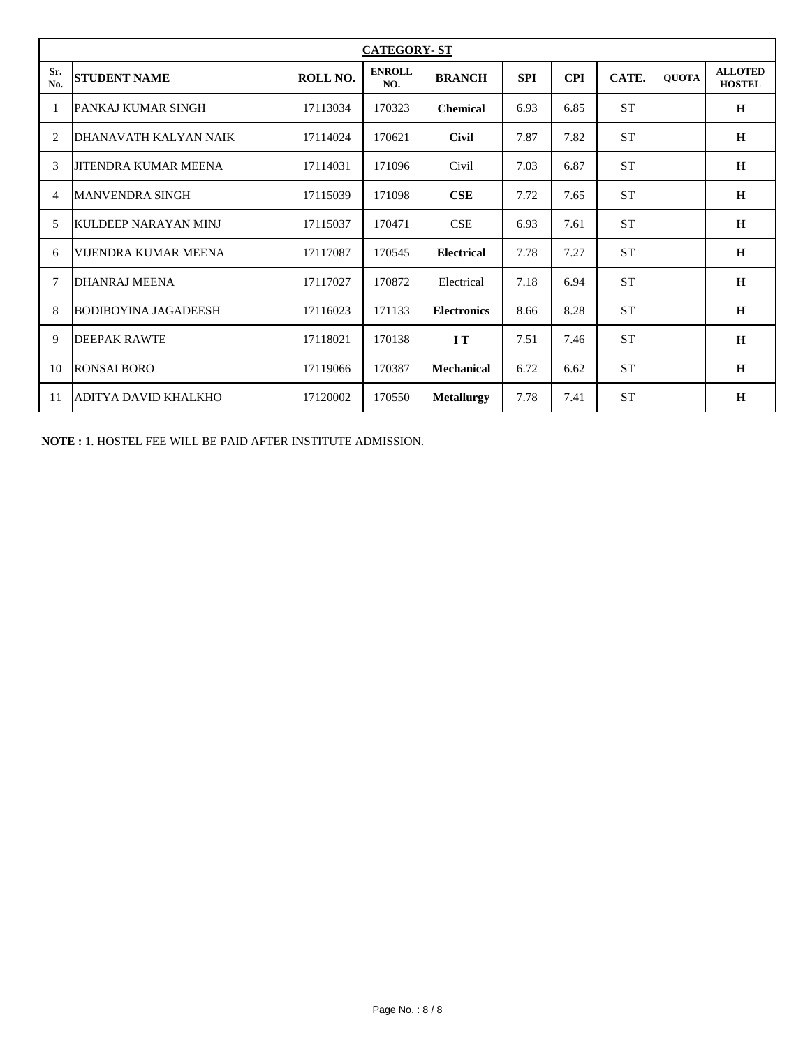| CATEGORY- ST | | | | | | | | | |
|---|---|---|---|---|---|---|---|---|---|
| Sr. No. | STUDENT NAME | ROLL NO. | ENROLL NO. | BRANCH | SPI | CPI | CATE. | QUOTA | ALLOTED HOSTEL |
| 1 | PANKAJ KUMAR SINGH | 17113034 | 170323 | **Chemical** | 6.93 | 6.85 | ST | | **H** |
| 2 | DHANAVATH KALYAN NAIK | 17114024 | 170621 | **Civil** | 7.87 | 7.82 | ST | | **H** |
| 3 | JITENDRA KUMAR MEENA | 17114031 | 171096 | Civil | 7.03 | 6.87 | ST | | **H** |
| 4 | MANVENDRA SINGH | 17115039 | 171098 | **CSE** | 7.72 | 7.65 | ST | | **H** |
| 5 | KULDEEP NARAYAN MINJ | 17115037 | 170471 | CSE | 6.93 | 7.61 | ST | | **H** |
| 6 | VIJENDRA KUMAR MEENA | 17117087 | 170545 | **Electrical** | 7.78 | 7.27 | ST | | **H** |
| 7 | DHANRAJ MEENA | 17117027 | 170872 | Electrical | 7.18 | 6.94 | ST | | **H** |
| 8 | BODIBOYINA JAGADEESH | 17116023 | 171133 | **Electronics** | 8.66 | 8.28 | ST | | **H** |
| 9 | DEEPAK RAWTE | 17118021 | 170138 | **I T** | 7.51 | 7.46 | ST | | **H** |
| 10 | RONSAI BORO | 17119066 | 170387 | **Mechanical** | 6.72 | 6.62 | ST | | **H** |
| 11 | ADITYA DAVID KHALKHO | 17120002 | 170550 | **Metallurgy** | 7.78 | 7.41 | ST | | **H** |

**NOTE :** 1. HOSTEL FEE WILL BE PAID AFTER INSTITUTE ADMISSION.